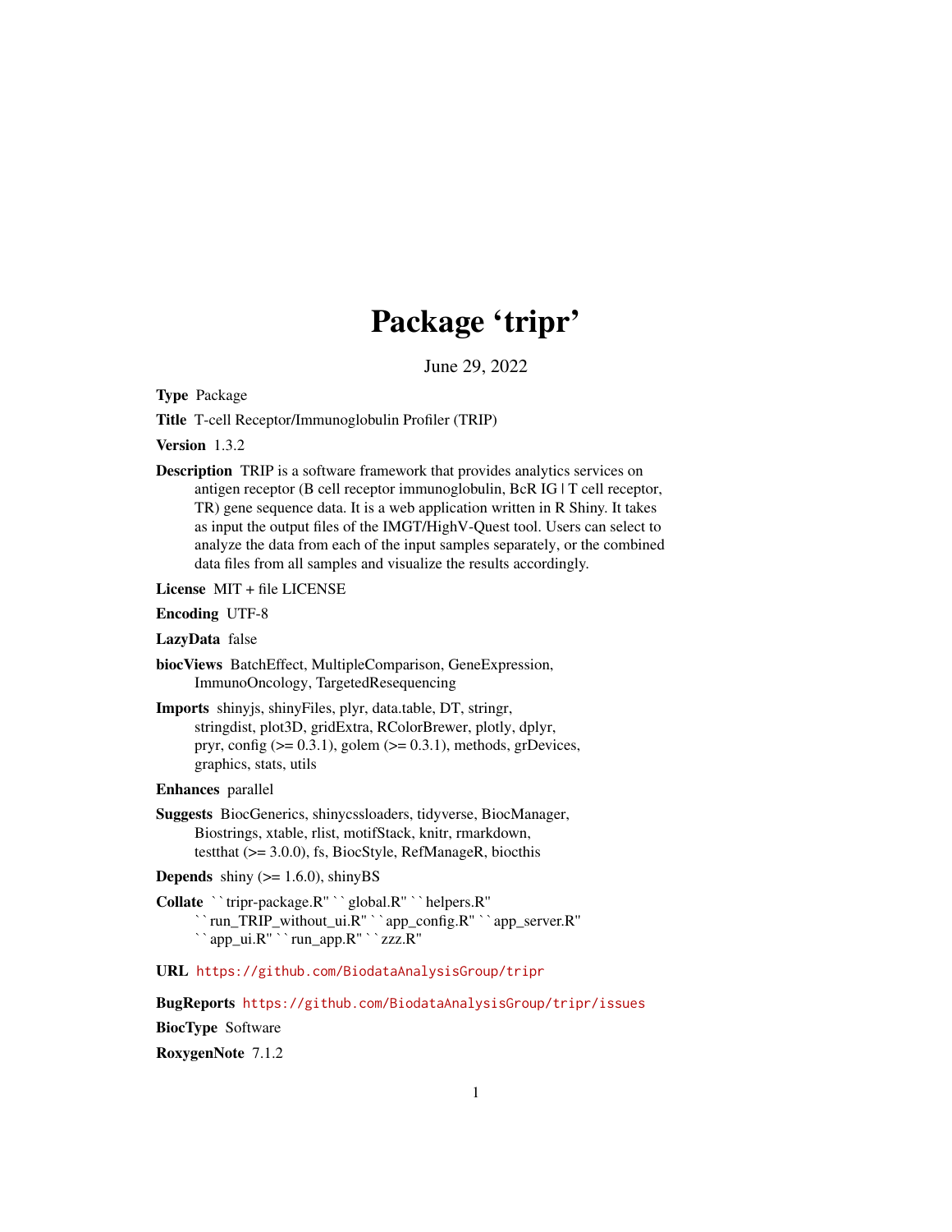# Package 'tripr'

June 29, 2022

**Type** Package

**Title** T-cell Receptor/Immunoglobulin Profiler (TRIP)

**Version** 1.3.2

**Description** TRIP is a software framework that provides analytics services on antigen receptor (B cell receptor immunoglobulin, BcR IG | T cell receptor, TR) gene sequence data. It is a web application written in R Shiny. It takes as input the output files of the IMGT/HighV-Quest tool. Users can select to analyze the data from each of the input samples separately, or the combined data files from all samples and visualize the results accordingly.

**License** MIT + file LICENSE

**Encoding** UTF-8

**LazyData** false

**biocViews** BatchEffect, MultipleComparison, GeneExpression, ImmunoOncology, TargetedResequencing

**Imports** shinyjs, shinyFiles, plyr, data.table, DT, stringr, stringdist, plot3D, gridExtra, RColorBrewer, plotly, dplyr, pryr, config (>= 0.3.1), golem (>= 0.3.1), methods, grDevices, graphics, stats, utils

**Enhances** parallel

**Suggests** BiocGenerics, shinycssloaders, tidyverse, BiocManager, Biostrings, xtable, rlist, motifStack, knitr, rmarkdown, testthat (>= 3.0.0), fs, BiocStyle, RefManageR, biocthis

**Depends** shiny (>= 1.6.0), shinyBS

**Collate** ``tripr-package.R'' ``global.R'' ``helpers.R'' ``run_TRIP_without_ui.R'' ``app_config.R'' ``app_server.R'' ``app_ui.R'' ``run_app.R'' ``zzz.R''

**URL** https://github.com/BiodataAnalysisGroup/tripr

**BugReports** https://github.com/BiodataAnalysisGroup/tripr/issues

**BiocType** Software

**RoxygenNote** 7.1.2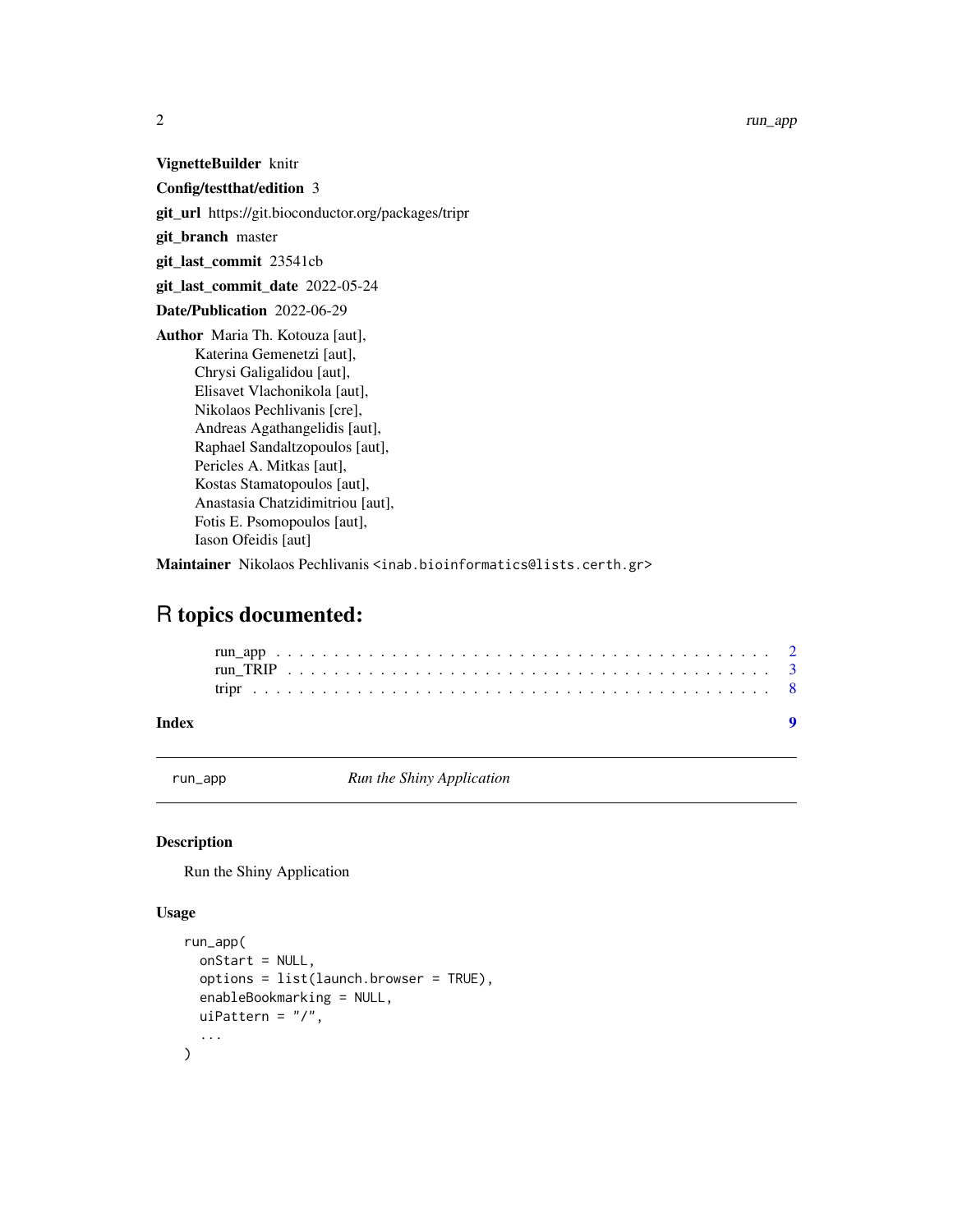**VignetteBuilder** knitr

**Config/testthat/edition** 3

**git_url** https://git.bioconductor.org/packages/tripr

**git_branch** master

**git_last_commit** 23541cb

**git_last_commit_date** 2022-05-24

**Date/Publication** 2022-06-29

**Author** Maria Th. Kotouza [aut],
Katerina Gemenetzi [aut],
Chrysi Galigalidou [aut],
Elisavet Vlachonikola [aut],
Nikolaos Pechlivanis [cre],
Andreas Agathangelidis [aut],
Raphael Sandaltzopoulos [aut],
Pericles A. Mitkas [aut],
Kostas Stamatopoulos [aut],
Anastasia Chatzidimitriou [aut],
Fotis E. Psomopoulos [aut],
Iason Ofeidis [aut]

**Maintainer** Nikolaos Pechlivanis <inab.bioinformatics@lists.certh.gr>

# R topics documented:

- run_app . . . . . . . . . . . . . . . . . . . . . . . . . . . . . . . . . . . . . . . . . . 2
- run_TRIP . . . . . . . . . . . . . . . . . . . . . . . . . . . . . . . . . . . . . . . . . 3
- tripr . . . . . . . . . . . . . . . . . . . . . . . . . . . . . . . . . . . . . . . . . . . 8

**Index** 9

---

`run_app` *Run the Shiny Application*

---

### Description

Run the Shiny Application

### Usage

```
run_app(
  onStart = NULL,
  options = list(launch.browser = TRUE),
  enableBookmarking = NULL,
  uiPattern = "/",
  ...
)
```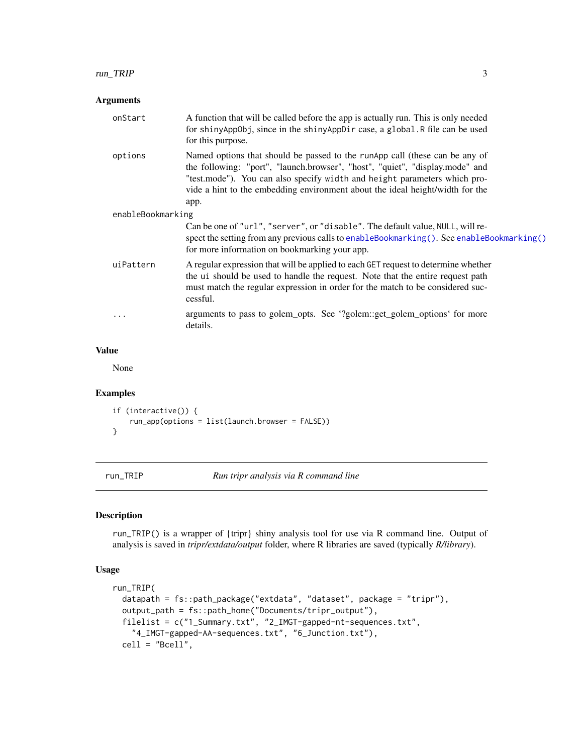### Arguments

| | |
|---|---|
| onStart | A function that will be called before the app is actually run. This is only needed for `shinyAppObj`, since in the `shinyAppDir` case, a `global.R` file can be used for this purpose. |
| options | Named options that should be passed to the `runApp` call (these can be any of the following: "port", "launch.browser", "host", "quiet", "display.mode" and "test.mode"). You can also specify `width` and `height` parameters which provide a hint to the embedding environment about the ideal height/width for the app. |
| enableBookmarking | Can be one of `"url"`, `"server"`, or `"disable"`. The default value, `NULL`, will respect the setting from any previous calls to `enableBookmarking()`. See `enableBookmarking()` for more information on bookmarking your app. |
| uiPattern | A regular expression that will be applied to each `GET` request to determine whether the `ui` should be used to handle the request. Note that the entire request path must match the regular expression in order for the match to be considered successful. |
| ... | arguments to pass to golem_opts. See '?golem::get_golem_options' for more details. |

### Value

None

### Examples

```
if (interactive()) {
    run_app(options = list(launch.browser = FALSE))
}
```

---

## run_TRIP — *Run tripr analysis via R command line*

### Description

run_TRIP() is a wrapper of {tripr} shiny analysis tool for use via R command line. Output of analysis is saved in *tripr/extdata/output* folder, where R libraries are saved (typically *R/library*).

### Usage

```
run_TRIP(
  datapath = fs::path_package("extdata", "dataset", package = "tripr"),
  output_path = fs::path_home("Documents/tripr_output"),
  filelist = c("1_Summary.txt", "2_IMGT-gapped-nt-sequences.txt",
    "4_IMGT-gapped-AA-sequences.txt", "6_Junction.txt"),
  cell = "Bcell",
```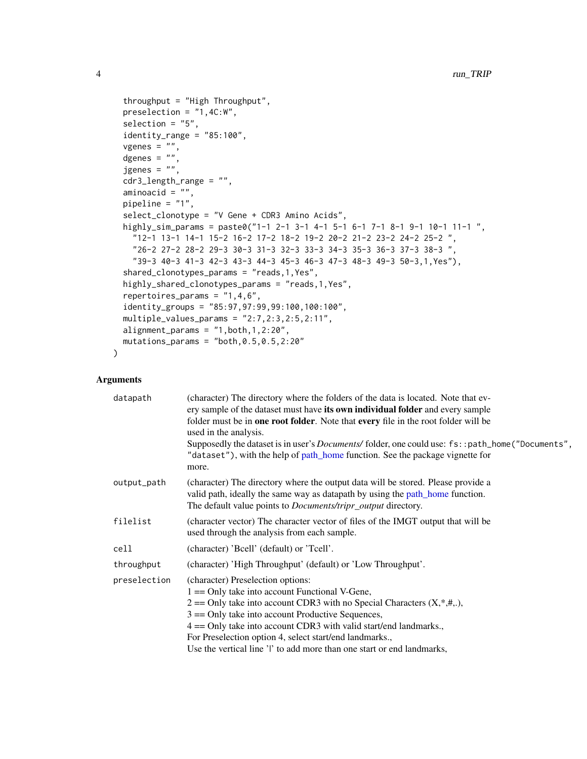```
  throughput = "High Throughput",
  preselection = "1,4C:W",
  selection = "5",
  identity_range = "85:100",
  vgenes = "",
  dgenes = "",
  jgenes = "",
  cdr3_length_range = "",
  aminoacid = "",
  pipeline = "1",
  select_clonotype = "V Gene + CDR3 Amino Acids",
  highly_sim_params = paste0("1-1 2-1 3-1 4-1 5-1 6-1 7-1 8-1 9-1 10-1 11-1 ",
    "12-1 13-1 14-1 15-2 16-2 17-2 18-2 19-2 20-2 21-2 23-2 24-2 25-2 ",
    "26-2 27-2 28-2 29-3 30-3 31-3 32-3 33-3 34-3 35-3 36-3 37-3 38-3 ",
    "39-3 40-3 41-3 42-3 43-3 44-3 45-3 46-3 47-3 48-3 49-3 50-3,1,Yes"),
  shared_clonotypes_params = "reads,1,Yes",
  highly_shared_clonotypes_params = "reads,1,Yes",
  repertoires_params = "1,4,6",
  identity_groups = "85:97,97:99,99:100,100:100",
  multiple_values_params = "2:7,2:3,2:5,2:11",
  alignment_params = "1,both,1,2:20",
  mutations_params = "both,0.5,0.5,2:20"
)
```

## Arguments

**datapath** (character) The directory where the folders of the data is located. Note that every sample of the dataset must have **its own individual folder** and every sample folder must be in **one root folder**. Note that **every** file in the root folder will be used in the analysis.
Supposedly the dataset is in user's *Documents/* folder, one could use: `fs::path_home("Documents", "dataset")`, with the help of path_home function. See the package vignette for more.

**output_path** (character) The directory where the output data will be stored. Please provide a valid path, ideally the same way as datapath by using the path_home function. The default value points to *Documents/tripr_output* directory.

**filelist** (character vector) The character vector of files of the IMGT output that will be used through the analysis from each sample.

**cell** (character) 'Bcell' (default) or 'Tcell'.

**throughput** (character) 'High Throughput' (default) or 'Low Throughput'.

**preselection** (character) Preselection options:
1 == Only take into account Functional V-Gene,
2 == Only take into account CDR3 with no Special Characters (X,*,#,.),
3 == Only take into account Productive Sequences,
4 == Only take into account CDR3 with valid start/end landmarks.,
For Preselection option 4, select start/end landmarks.,
Use the vertical line '|' to add more than one start or end landmarks,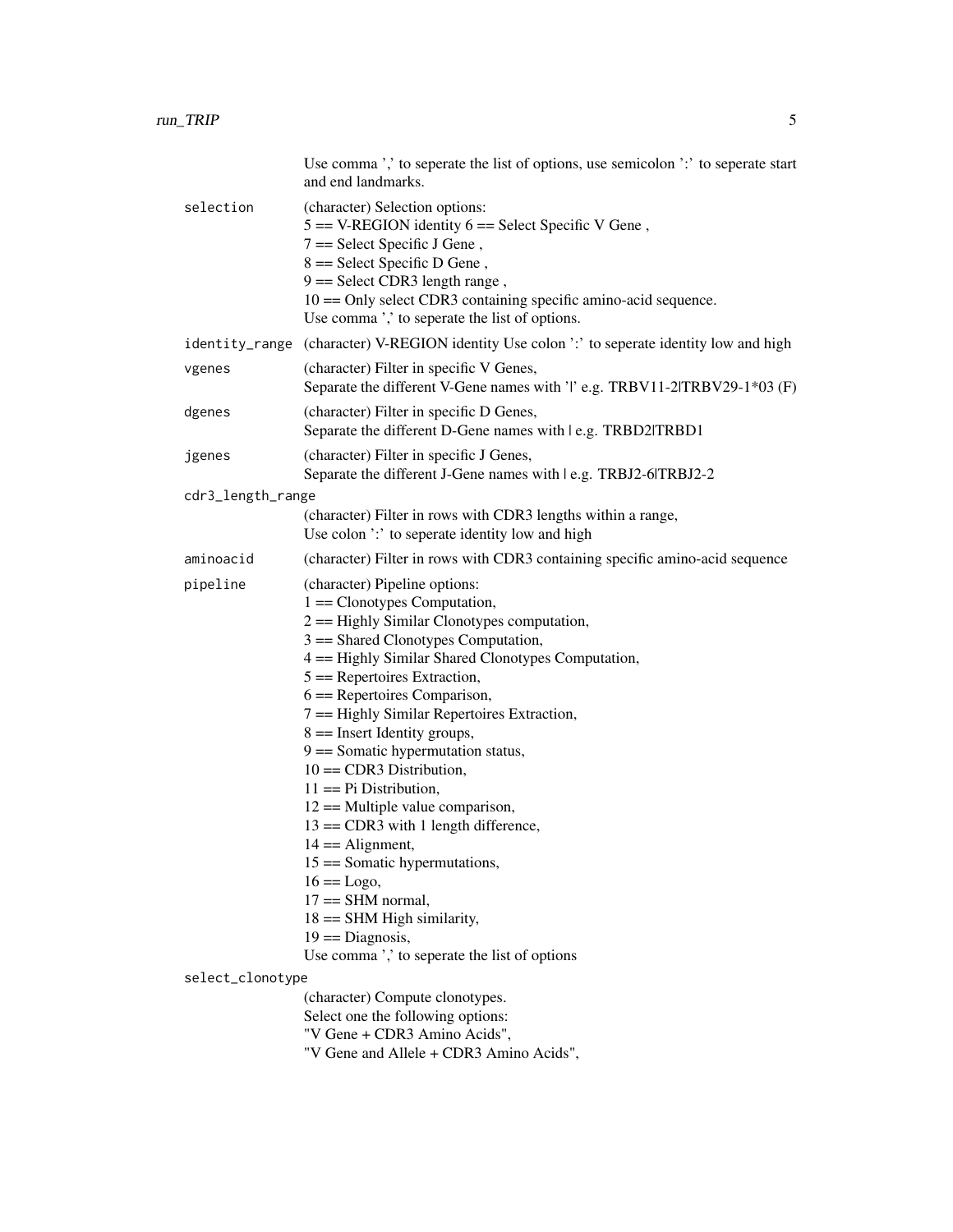Use comma ',' to seperate the list of options, use semicolon ':' to seperate start and end landmarks.

`selection`
: (character) Selection options:
5 == V-REGION identity 6 == Select Specific V Gene ,
7 == Select Specific J Gene ,
8 == Select Specific D Gene ,
9 == Select CDR3 length range ,
10 == Only select CDR3 containing specific amino-acid sequence.
Use comma ',' to seperate the list of options.

`identity_range`
: (character) V-REGION identity Use colon ':' to seperate identity low and high

`vgenes`
: (character) Filter in specific V Genes,
Separate the different V-Gene names with '|' e.g. TRBV11-2|TRBV29-1*03 (F)

`dgenes`
: (character) Filter in specific D Genes,
Separate the different D-Gene names with | e.g. TRBD2|TRBD1

`jgenes`
: (character) Filter in specific J Genes,
Separate the different J-Gene names with | e.g. TRBJ2-6|TRBJ2-2

`cdr3_length_range`
: (character) Filter in rows with CDR3 lengths within a range,
Use colon ':' to seperate identity low and high

`aminoacid`
: (character) Filter in rows with CDR3 containing specific amino-acid sequence

`pipeline`
: (character) Pipeline options:
1 == Clonotypes Computation,
2 == Highly Similar Clonotypes computation,
3 == Shared Clonotypes Computation,
4 == Highly Similar Shared Clonotypes Computation,
5 == Repertoires Extraction,
6 == Repertoires Comparison,
7 == Highly Similar Repertoires Extraction,
8 == Insert Identity groups,
9 == Somatic hypermutation status,
10 == CDR3 Distribution,
11 == Pi Distribution,
12 == Multiple value comparison,
13 == CDR3 with 1 length difference,
14 == Alignment,
15 == Somatic hypermutations,
16 == Logo,
17 == SHM normal,
18 == SHM High similarity,
19 == Diagnosis,
Use comma ',' to seperate the list of options

`select_clonotype`
: (character) Compute clonotypes.
Select one the following options:
"V Gene + CDR3 Amino Acids",
"V Gene and Allele + CDR3 Amino Acids",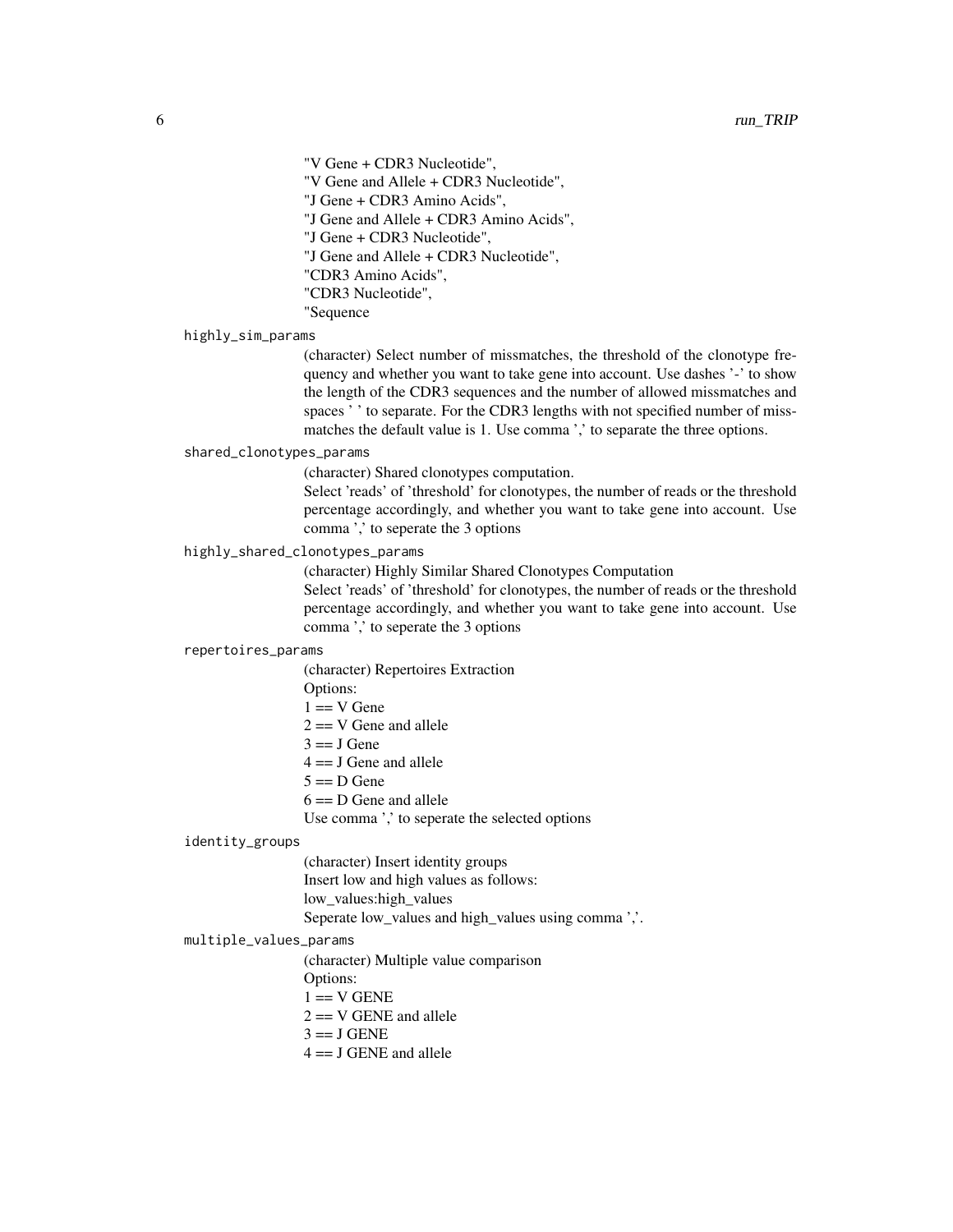"V Gene + CDR3 Nucleotide",
"V Gene and Allele + CDR3 Nucleotide",
"J Gene + CDR3 Amino Acids",
"J Gene and Allele + CDR3 Amino Acids",
"J Gene + CDR3 Nucleotide",
"J Gene and Allele + CDR3 Nucleotide",
"CDR3 Amino Acids",
"CDR3 Nucleotide",
"Sequence

`highly_sim_params`
: (character) Select number of missmatches, the threshold of the clonotype frequency and whether you want to take gene into account. Use dashes '-' to show the length of the CDR3 sequences and the number of allowed missmatches and spaces ' ' to separate. For the CDR3 lengths with not specified number of missmatches the default value is 1. Use comma ',' to separate the three options.

`shared_clonotypes_params`
: (character) Shared clonotypes computation.
Select 'reads' of 'threshold' for clonotypes, the number of reads or the threshold percentage accordingly, and whether you want to take gene into account. Use comma ',' to seperate the 3 options

`highly_shared_clonotypes_params`
: (character) Highly Similar Shared Clonotypes Computation
Select 'reads' of 'threshold' for clonotypes, the number of reads or the threshold percentage accordingly, and whether you want to take gene into account. Use comma ',' to seperate the 3 options

`repertoires_params`
: (character) Repertoires Extraction
Options:
1 == V Gene
2 == V Gene and allele
3 == J Gene
4 == J Gene and allele
5 == D Gene
6 == D Gene and allele
Use comma ',' to seperate the selected options

`identity_groups`
: (character) Insert identity groups
Insert low and high values as follows:
low_values:high_values
Seperate low_values and high_values using comma ','.

`multiple_values_params`
: (character) Multiple value comparison
Options:
1 == V GENE
2 == V GENE and allele
3 == J GENE
4 == J GENE and allele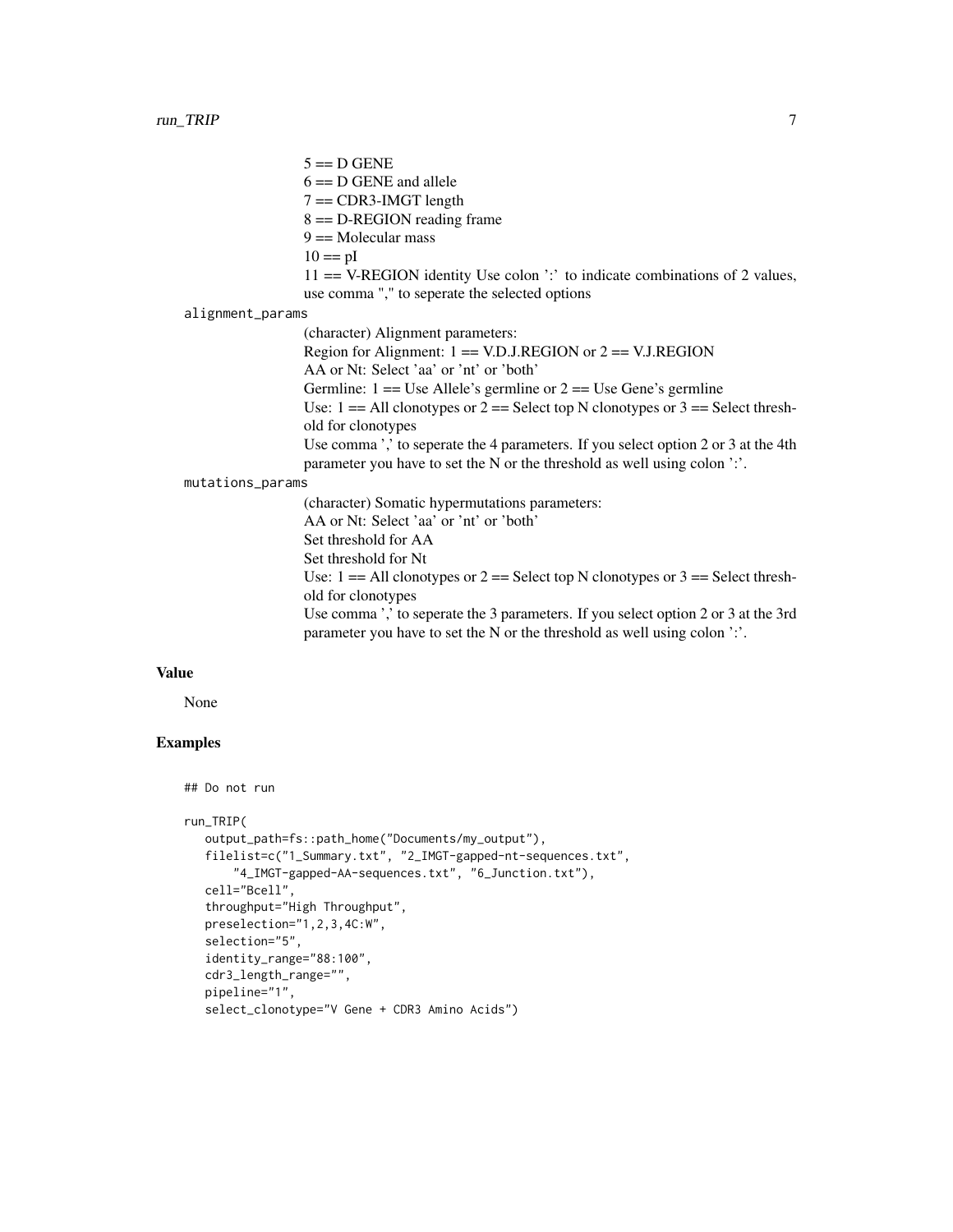5 == D GENE
6 == D GENE and allele
7 == CDR3-IMGT length
8 == D-REGION reading frame
9 == Molecular mass
10 == pI
11 == V-REGION identity Use colon ':' to indicate combinations of 2 values, use comma "," to seperate the selected options

`alignment_params`
: (character) Alignment parameters:
Region for Alignment: 1 == V.D.J.REGION or 2 == V.J.REGION
AA or Nt: Select 'aa' or 'nt' or 'both'
Germline: 1 == Use Allele's germline or 2 == Use Gene's germline
Use: 1 == All clonotypes or 2 == Select top N clonotypes or 3 == Select threshold for clonotypes
Use comma ',' to seperate the 4 parameters. If you select option 2 or 3 at the 4th parameter you have to set the N or the threshold as well using colon ':'.

`mutations_params`
: (character) Somatic hypermutations parameters:
AA or Nt: Select 'aa' or 'nt' or 'both'
Set threshold for AA
Set threshold for Nt
Use: 1 == All clonotypes or 2 == Select top N clonotypes or 3 == Select threshold for clonotypes
Use comma ',' to seperate the 3 parameters. If you select option 2 or 3 at the 3rd parameter you have to set the N or the threshold as well using colon ':'.

## Value

None

## Examples

```
## Do not run

run_TRIP(
   output_path=fs::path_home("Documents/my_output"),
   filelist=c("1_Summary.txt", "2_IMGT-gapped-nt-sequences.txt",
       "4_IMGT-gapped-AA-sequences.txt", "6_Junction.txt"),
   cell="Bcell",
   throughput="High Throughput",
   preselection="1,2,3,4C:W",
   selection="5",
   identity_range="88:100",
   cdr3_length_range="",
   pipeline="1",
   select_clonotype="V Gene + CDR3 Amino Acids")
```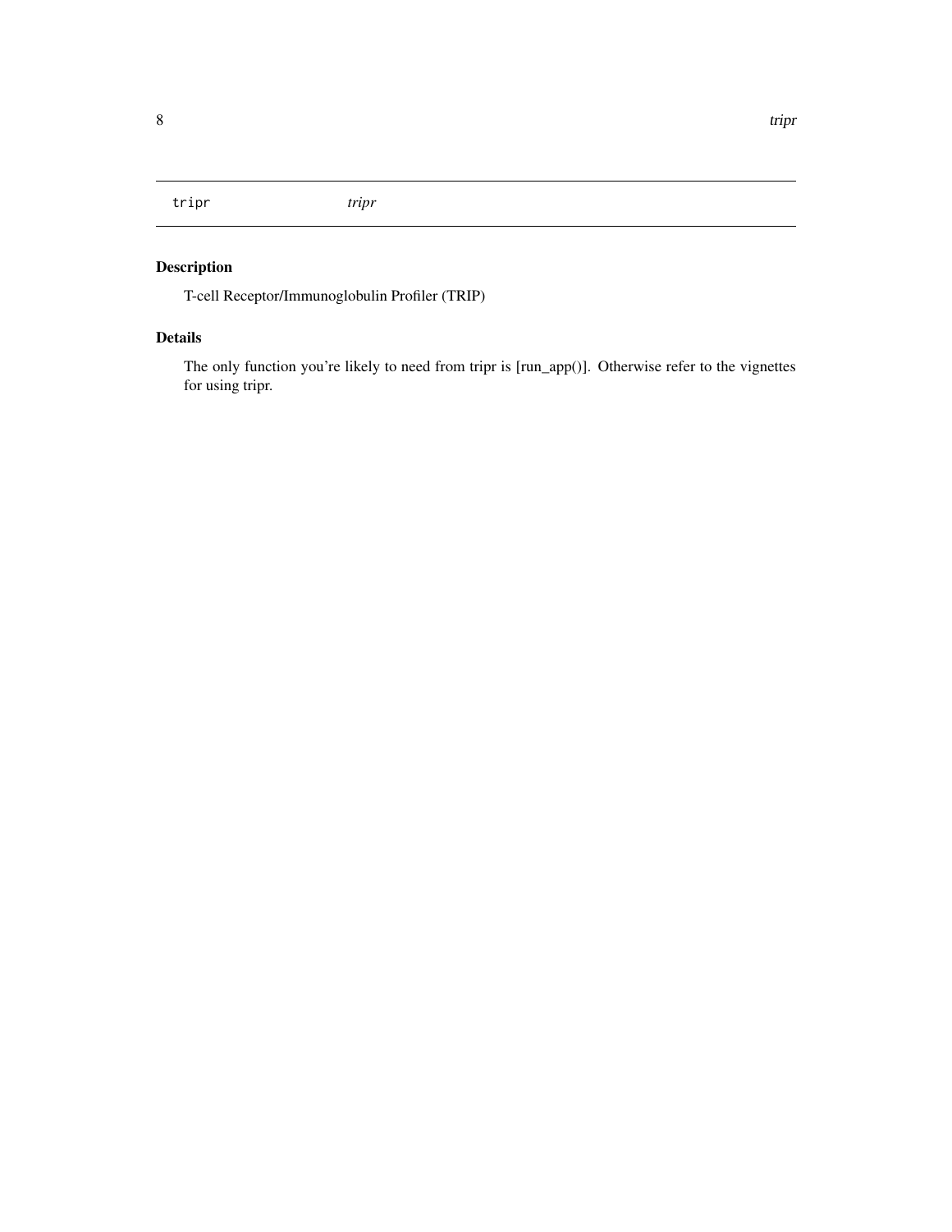tripr    *tripr*

## Description

T-cell Receptor/Immunoglobulin Profiler (TRIP)

## Details

The only function you're likely to need from tripr is [run_app()]. Otherwise refer to the vignettes for using tripr.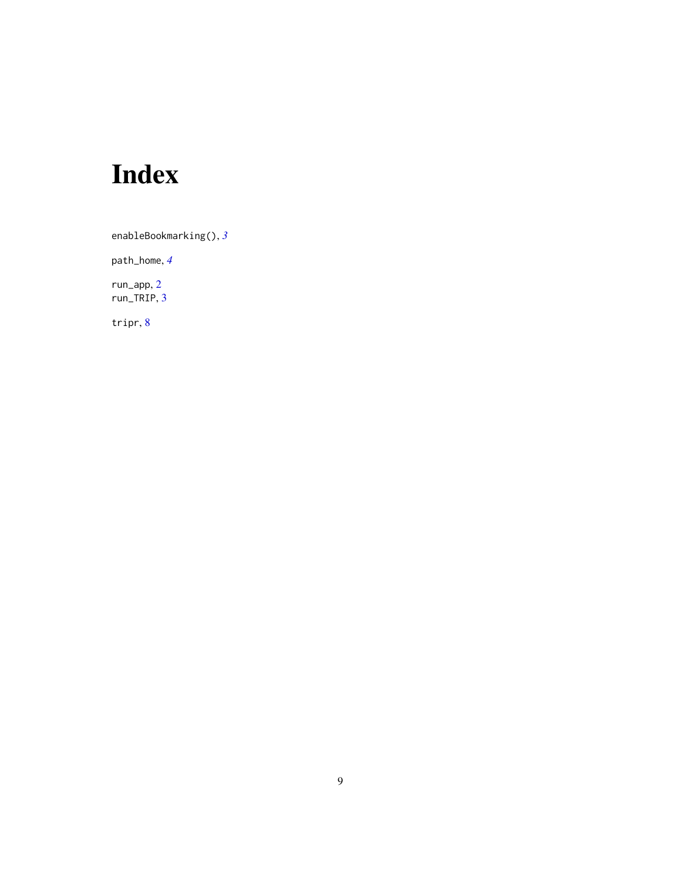# Index

enableBookmarking(), *3*

path_home, *4*

run_app, 2
run_TRIP, 3

tripr, 8